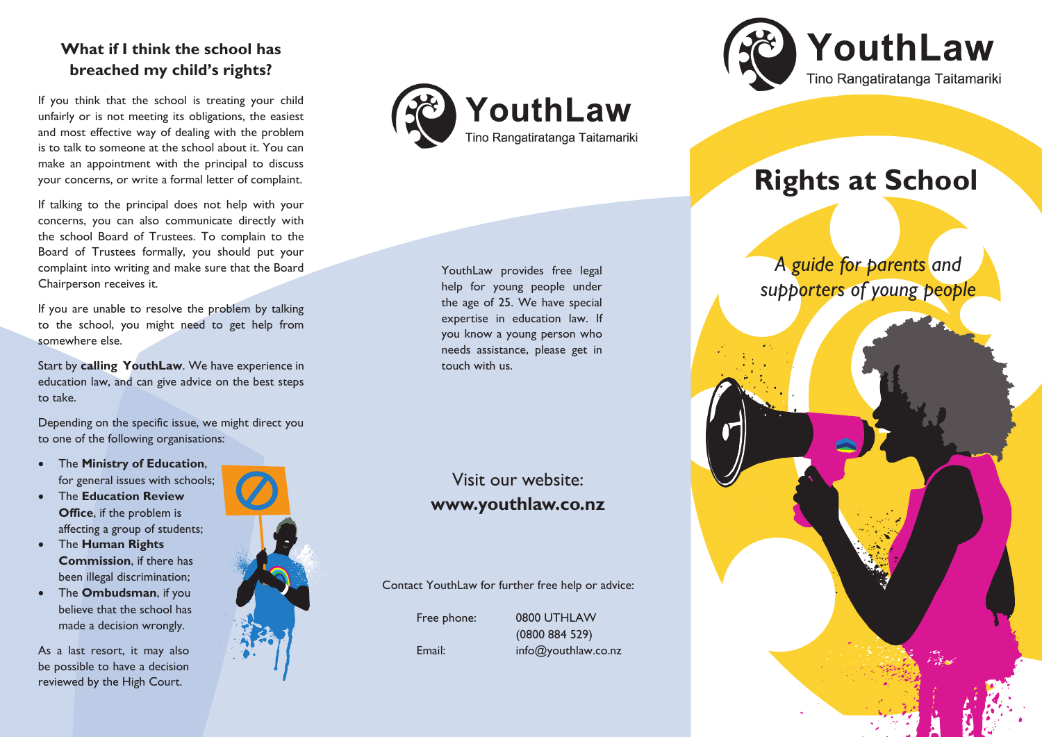## What if I think the school has breached my child's rights?

If you think that the school is treating your child unfairly or is not meeting its obligations, the easiest and most effective way of dealing with the problem is to talk to someone at the school about it. You can make an appointment with the principal to discuss your concerns, or write a formal letter of complaint.

If talking to the principal does not help with your concerns, you can also communicate directly with the school Board of Trustees. To complain to the Board of Trustees formally, you should put your complaint into writing and make sure that the Board Chairperson receives it.

If you are unable to resolve the problem by talking to the school, you might need to get help from somewhere else.

Start by **calling YouthLaw**. We have experience in education law, and can give advice on the best steps to take.

Depending on the specific issue, we might direct you to one of the following organisations:

- The **Ministry of Education**, for general issues with schools;
- The **Education Review Office**, if the problem is affecting a group of students;
- The **Human Rights Commission**, if there has been illegal discrimination;
- The **Ombudsman**, if you believe that the school has made a decision wrongly.

As a last resort, it may also be possible to have a decision reviewed by the High Court.

# YouthLaw

Tino Rangatiratanga Taitamariki

YouthLaw provides free legal help for young people under the age of 25. We have special expertise in education law. If you know a young person who needs assistance, please get in touch with us.

Visit our website:
**www.youthlaw.co.nz**

Contact YouthLaw for further free help or advice:

Free phone: 0800 UTHLAW (0800 884 529)
Email: info@youthlaw.co.nz

# YouthLaw

Tino Rangatiratanga Taitamariki

# Rights at School

*A guide for parents and supporters of young people*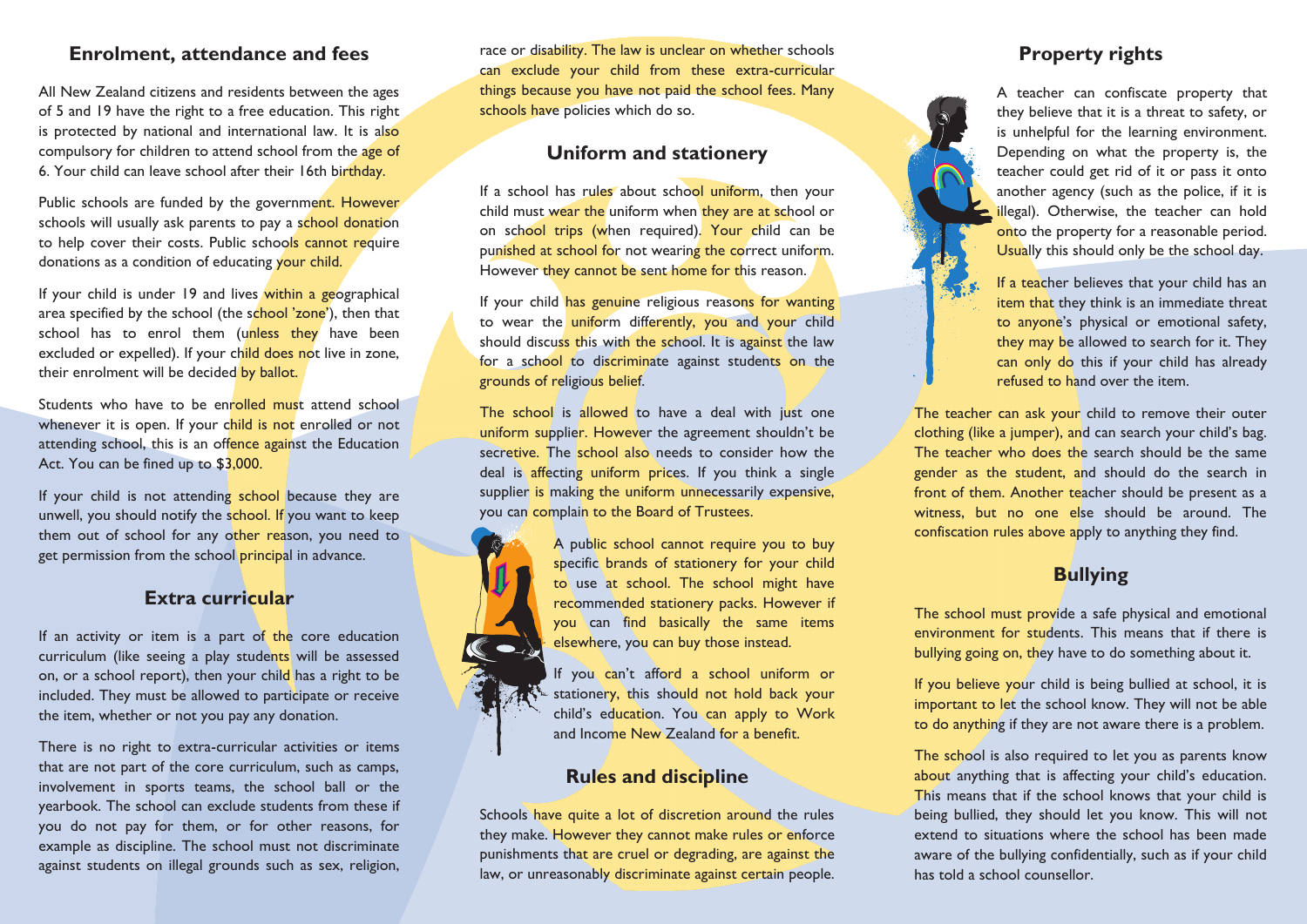## Enrolment, attendance and fees

All New Zealand citizens and residents between the ages of 5 and 19 have the right to a free education. This right is protected by national and international law. It is also compulsory for children to attend school from the age of 6. Your child can leave school after their 16th birthday.

Public schools are funded by the government. However schools will usually ask parents to pay a school donation to help cover their costs. Public schools cannot require donations as a condition of educating your child.

If your child is under 19 and lives within a geographical area specified by the school (the school 'zone'), then that school has to enrol them (unless they have been excluded or expelled). If your child does not live in zone, their enrolment will be decided by ballot.

Students who have to be enrolled must attend school whenever it is open. If your child is not enrolled or not attending school, this is an offence against the Education Act. You can be fined up to $3,000.

If your child is not attending school because they are unwell, you should notify the school. If you want to keep them out of school for any other reason, you need to get permission from the school principal in advance.

## Extra curricular

If an activity or item is a part of the core education curriculum (like seeing a play students will be assessed on, or a school report), then your child has a right to be included. They must be allowed to participate or receive the item, whether or not you pay any donation.

There is no right to extra-curricular activities or items that are not part of the core curriculum, such as camps, involvement in sports teams, the school ball or the yearbook. The school can exclude students from these if you do not pay for them, or for other reasons, for example as discipline. The school must not discriminate against students on illegal grounds such as sex, religion, race or disability. The law is unclear on whether schools can exclude your child from these extra-curricular things because you have not paid the school fees. Many schools have policies which do so.

## Uniform and stationery

If a school has rules about school uniform, then your child must wear the uniform when they are at school or on school trips (when required). Your child can be punished at school for not wearing the correct uniform. However they cannot be sent home for this reason.

If your child has genuine religious reasons for wanting to wear the uniform differently, you and your child should discuss this with the school. It is against the law for a school to discriminate against students on the grounds of religious belief.

The school is allowed to have a deal with just one uniform supplier. However the agreement shouldn't be secretive. The school also needs to consider how the deal is affecting uniform prices. If you think a single supplier is making the uniform unnecessarily expensive, you can complain to the Board of Trustees.

A public school cannot require you to buy specific brands of stationery for your child to use at school. The school might have recommended stationery packs. However if you can find basically the same items elsewhere, you can buy those instead.

If you can't afford a school uniform or stationery, this should not hold back your child's education. You can apply to Work and Income New Zealand for a benefit.

## Rules and discipline

Schools have quite a lot of discretion around the rules they make. However they cannot make rules or enforce punishments that are cruel or degrading, are against the law, or unreasonably discriminate against certain people.

## Property rights

A teacher can confiscate property that they believe that it is a threat to safety, or is unhelpful for the learning environment. Depending on what the property is, the teacher could get rid of it or pass it onto another agency (such as the police, if it is illegal). Otherwise, the teacher can hold onto the property for a reasonable period. Usually this should only be the school day.

If a teacher believes that your child has an item that they think is an immediate threat to anyone's physical or emotional safety, they may be allowed to search for it. They can only do this if your child has already refused to hand over the item.

The teacher can ask your child to remove their outer clothing (like a jumper), and can search your child's bag. The teacher who does the search should be the same gender as the student, and should do the search in front of them. Another teacher should be present as a witness, but no one else should be around. The confiscation rules above apply to anything they find.

## Bullying

The school must provide a safe physical and emotional environment for students. This means that if there is bullying going on, they have to do something about it.

If you believe your child is being bullied at school, it is important to let the school know. They will not be able to do anything if they are not aware there is a problem.

The school is also required to let you as parents know about anything that is affecting your child's education. This means that if the school knows that your child is being bullied, they should let you know. This will not extend to situations where the school has been made aware of the bullying confidentially, such as if your child has told a school counsellor.